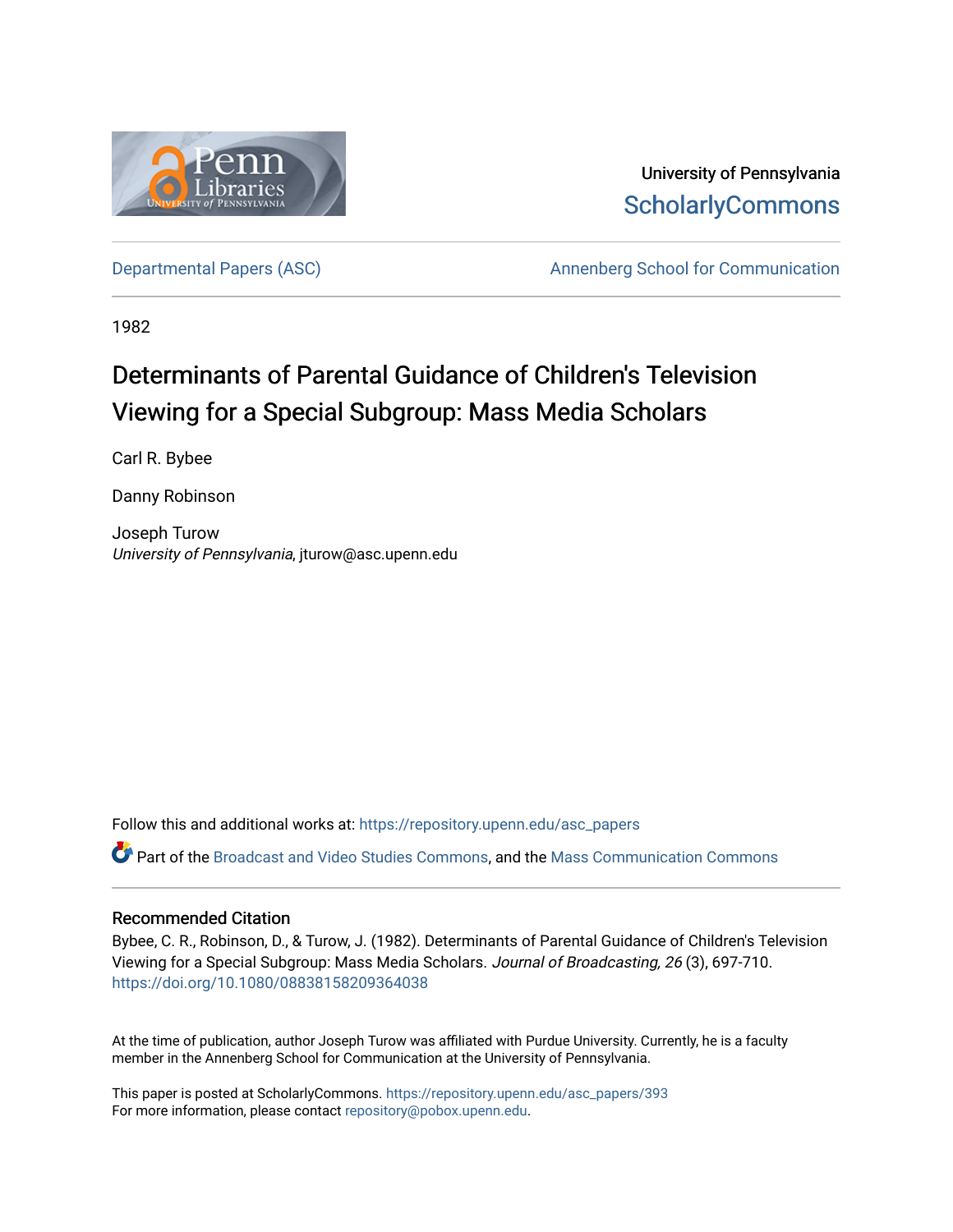University of Pennsylvania
ScholarlyCommons

Departmental Papers (ASC) | Annenberg School for Communication

1982

# Determinants of Parental Guidance of Children's Television Viewing for a Special Subgroup: Mass Media Scholars

Carl R. Bybee

Danny Robinson

Joseph Turow
*University of Pennsylvania*, jturow@asc.upenn.edu

Follow this and additional works at: https://repository.upenn.edu/asc_papers

Part of the Broadcast and Video Studies Commons, and the Mass Communication Commons

## Recommended Citation

Bybee, C. R., Robinson, D., & Turow, J. (1982). Determinants of Parental Guidance of Children's Television Viewing for a Special Subgroup: Mass Media Scholars. *Journal of Broadcasting, 26* (3), 697-710. https://doi.org/10.1080/08838158209364038

At the time of publication, author Joseph Turow was affiliated with Purdue University. Currently, he is a faculty member in the Annenberg School for Communication at the University of Pennsylvania.

This paper is posted at ScholarlyCommons. https://repository.upenn.edu/asc_papers/393
For more information, please contact repository@pobox.upenn.edu.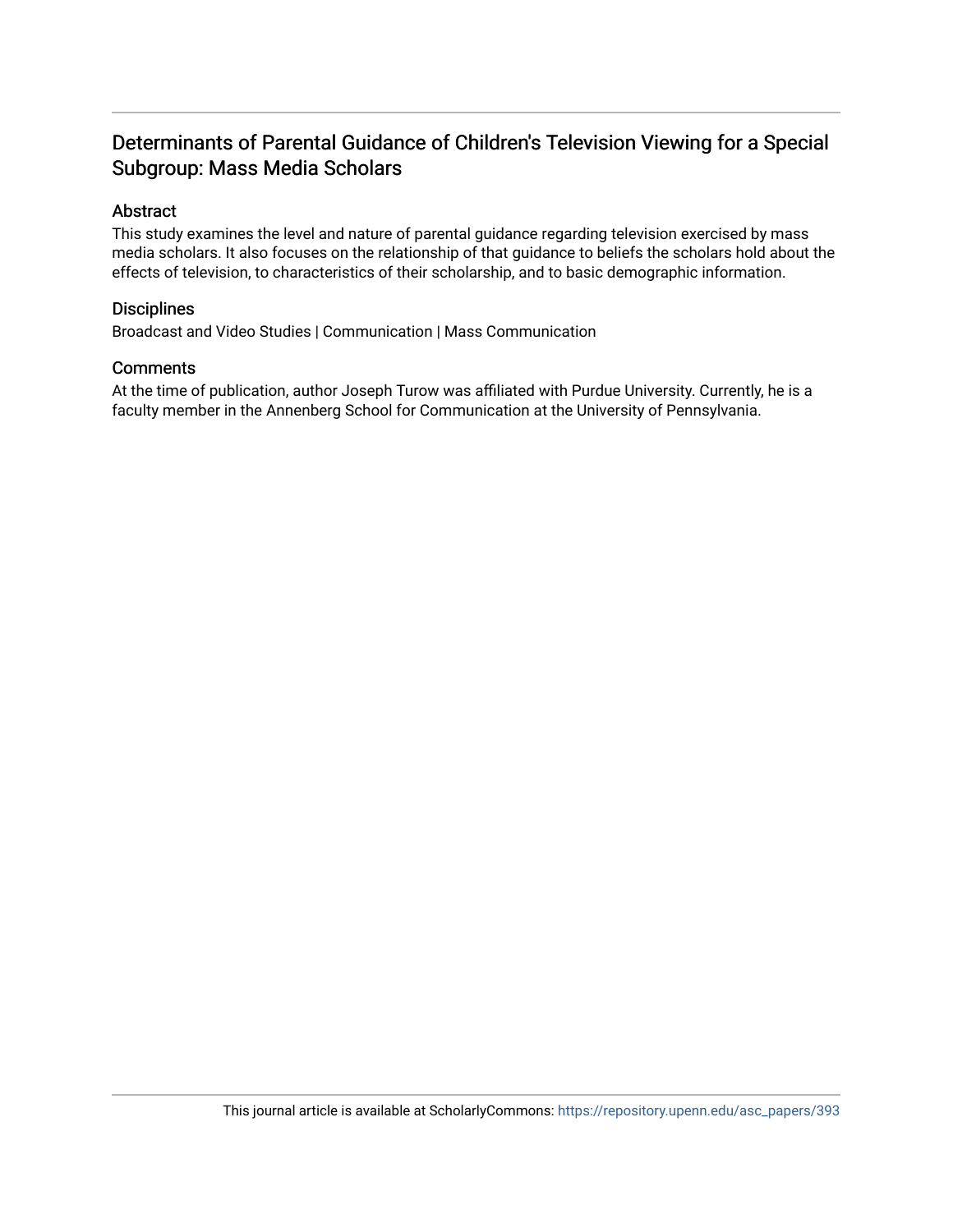# Determinants of Parental Guidance of Children's Television Viewing for a Special Subgroup: Mass Media Scholars

## Abstract

This study examines the level and nature of parental guidance regarding television exercised by mass media scholars. It also focuses on the relationship of that guidance to beliefs the scholars hold about the effects of television, to characteristics of their scholarship, and to basic demographic information.

## Disciplines

Broadcast and Video Studies | Communication | Mass Communication

## Comments

At the time of publication, author Joseph Turow was affiliated with Purdue University. Currently, he is a faculty member in the Annenberg School for Communication at the University of Pennsylvania.

This journal article is available at ScholarlyCommons: https://repository.upenn.edu/asc_papers/393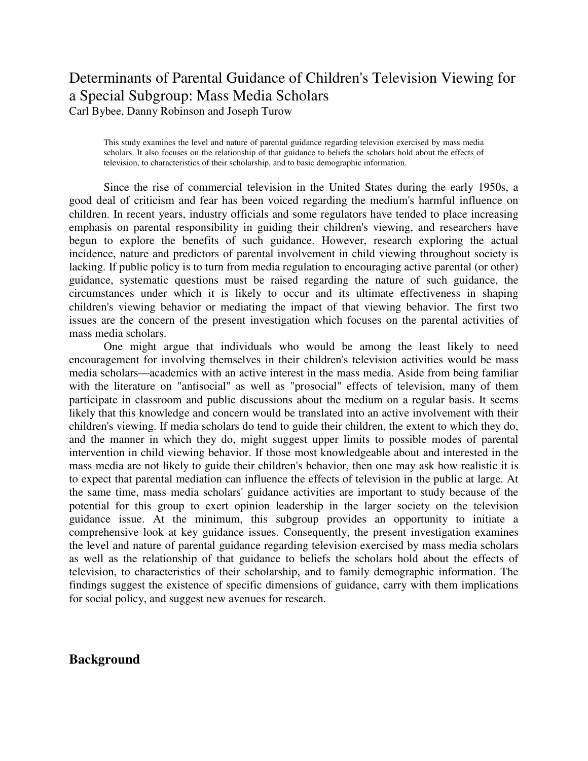# Determinants of Parental Guidance of Children's Television Viewing for a Special Subgroup: Mass Media Scholars

Carl Bybee, Danny Robinson and Joseph Turow

> This study examines the level and nature of parental guidance regarding television exercised by mass media scholars. It also focuses on the relationship of that guidance to beliefs the scholars hold about the effects of television, to characteristics of their scholarship, and to basic demographic information.

Since the rise of commercial television in the United States during the early 1950s, a good deal of criticism and fear has been voiced regarding the medium's harmful influence on children. In recent years, industry officials and some regulators have tended to place increasing emphasis on parental responsibility in guiding their children's viewing, and researchers have begun to explore the benefits of such guidance. However, research exploring the actual incidence, nature and predictors of parental involvement in child viewing throughout society is lacking. If public policy is to turn from media regulation to encouraging active parental (or other) guidance, systematic questions must be raised regarding the nature of such guidance, the circumstances under which it is likely to occur and its ultimate effectiveness in shaping children's viewing behavior or mediating the impact of that viewing behavior. The first two issues are the concern of the present investigation which focuses on the parental activities of mass media scholars.

One might argue that individuals who would be among the least likely to need encouragement for involving themselves in their children's television activities would be mass media scholars—academics with an active interest in the mass media. Aside from being familiar with the literature on "antisocial" as well as "prosocial" effects of television, many of them participate in classroom and public discussions about the medium on a regular basis. It seems likely that this knowledge and concern would be translated into an active involvement with their children's viewing. If media scholars do tend to guide their children, the extent to which they do, and the manner in which they do, might suggest upper limits to possible modes of parental intervention in child viewing behavior. If those most knowledgeable about and interested in the mass media are not likely to guide their children's behavior, then one may ask how realistic it is to expect that parental mediation can influence the effects of television in the public at large. At the same time, mass media scholars' guidance activities are important to study because of the potential for this group to exert opinion leadership in the larger society on the television guidance issue. At the minimum, this subgroup provides an opportunity to initiate a comprehensive look at key guidance issues. Consequently, the present investigation examines the level and nature of parental guidance regarding television exercised by mass media scholars as well as the relationship of that guidance to beliefs the scholars hold about the effects of television, to characteristics of their scholarship, and to family demographic information. The findings suggest the existence of specific dimensions of guidance, carry with them implications for social policy, and suggest new avenues for research.

## Background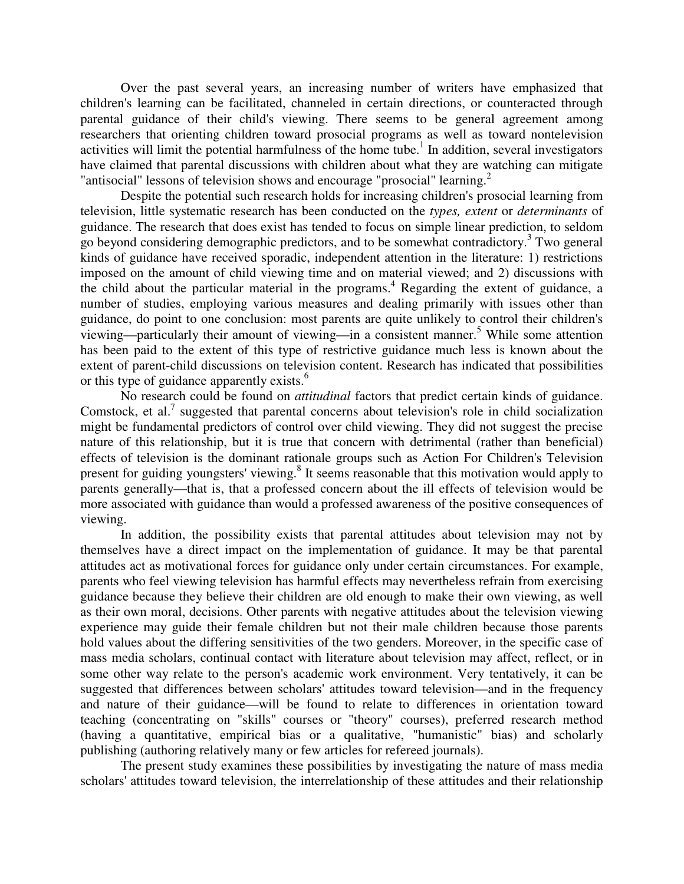Over the past several years, an increasing number of writers have emphasized that children's learning can be facilitated, channeled in certain directions, or counteracted through parental guidance of their child's viewing. There seems to be general agreement among researchers that orienting children toward prosocial programs as well as toward nontelevision activities will limit the potential harmfulness of the home tube.[1] In addition, several investigators have claimed that parental discussions with children about what they are watching can mitigate "antisocial" lessons of television shows and encourage "prosocial" learning.[2]

Despite the potential such research holds for increasing children's prosocial learning from television, little systematic research has been conducted on the *types, extent* or *determinants* of guidance. The research that does exist has tended to focus on simple linear prediction, to seldom go beyond considering demographic predictors, and to be somewhat contradictory.[3] Two general kinds of guidance have received sporadic, independent attention in the literature: 1) restrictions imposed on the amount of child viewing time and on material viewed; and 2) discussions with the child about the particular material in the programs.[4] Regarding the extent of guidance, a number of studies, employing various measures and dealing primarily with issues other than guidance, do point to one conclusion: most parents are quite unlikely to control their children's viewing—particularly their amount of viewing—in a consistent manner.[5] While some attention has been paid to the extent of this type of restrictive guidance much less is known about the extent of parent-child discussions on television content. Research has indicated that possibilities or this type of guidance apparently exists.[6]

No research could be found on *attitudinal* factors that predict certain kinds of guidance. Comstock, et al.[7] suggested that parental concerns about television's role in child socialization might be fundamental predictors of control over child viewing. They did not suggest the precise nature of this relationship, but it is true that concern with detrimental (rather than beneficial) effects of television is the dominant rationale groups such as Action For Children's Television present for guiding youngsters' viewing.[8] It seems reasonable that this motivation would apply to parents generally—that is, that a professed concern about the ill effects of television would be more associated with guidance than would a professed awareness of the positive consequences of viewing.

In addition, the possibility exists that parental attitudes about television may not by themselves have a direct impact on the implementation of guidance. It may be that parental attitudes act as motivational forces for guidance only under certain circumstances. For example, parents who feel viewing television has harmful effects may nevertheless refrain from exercising guidance because they believe their children are old enough to make their own viewing, as well as their own moral, decisions. Other parents with negative attitudes about the television viewing experience may guide their female children but not their male children because those parents hold values about the differing sensitivities of the two genders. Moreover, in the specific case of mass media scholars, continual contact with literature about television may affect, reflect, or in some other way relate to the person's academic work environment. Very tentatively, it can be suggested that differences between scholars' attitudes toward television—and in the frequency and nature of their guidance—will be found to relate to differences in orientation toward teaching (concentrating on "skills" courses or "theory" courses), preferred research method (having a quantitative, empirical bias or a qualitative, "humanistic" bias) and scholarly publishing (authoring relatively many or few articles for refereed journals).

The present study examines these possibilities by investigating the nature of mass media scholars' attitudes toward television, the interrelationship of these attitudes and their relationship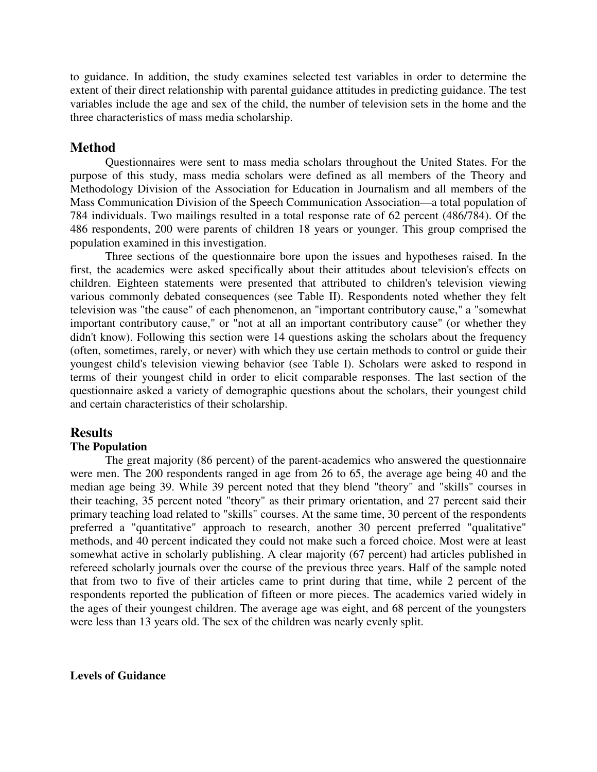to guidance. In addition, the study examines selected test variables in order to determine the extent of their direct relationship with parental guidance attitudes in predicting guidance. The test variables include the age and sex of the child, the number of television sets in the home and the three characteristics of mass media scholarship.

## Method

Questionnaires were sent to mass media scholars throughout the United States. For the purpose of this study, mass media scholars were defined as all members of the Theory and Methodology Division of the Association for Education in Journalism and all members of the Mass Communication Division of the Speech Communication Association—a total population of 784 individuals. Two mailings resulted in a total response rate of 62 percent (486/784). Of the 486 respondents, 200 were parents of children 18 years or younger. This group comprised the population examined in this investigation.

Three sections of the questionnaire bore upon the issues and hypotheses raised. In the first, the academics were asked specifically about their attitudes about television's effects on children. Eighteen statements were presented that attributed to children's television viewing various commonly debated consequences (see Table II). Respondents noted whether they felt television was "the cause" of each phenomenon, an "important contributory cause," a "somewhat important contributory cause," or "not at all an important contributory cause" (or whether they didn't know). Following this section were 14 questions asking the scholars about the frequency (often, sometimes, rarely, or never) with which they use certain methods to control or guide their youngest child's television viewing behavior (see Table I). Scholars were asked to respond in terms of their youngest child in order to elicit comparable responses. The last section of the questionnaire asked a variety of demographic questions about the scholars, their youngest child and certain characteristics of their scholarship.

## Results

### The Population

The great majority (86 percent) of the parent-academics who answered the questionnaire were men. The 200 respondents ranged in age from 26 to 65, the average age being 40 and the median age being 39. While 39 percent noted that they blend "theory" and "skills" courses in their teaching, 35 percent noted "theory" as their primary orientation, and 27 percent said their primary teaching load related to "skills" courses. At the same time, 30 percent of the respondents preferred a "quantitative" approach to research, another 30 percent preferred "qualitative" methods, and 40 percent indicated they could not make such a forced choice. Most were at least somewhat active in scholarly publishing. A clear majority (67 percent) had articles published in refereed scholarly journals over the course of the previous three years. Half of the sample noted that from two to five of their articles came to print during that time, while 2 percent of the respondents reported the publication of fifteen or more pieces. The academics varied widely in the ages of their youngest children. The average age was eight, and 68 percent of the youngsters were less than 13 years old. The sex of the children was nearly evenly split.

### Levels of Guidance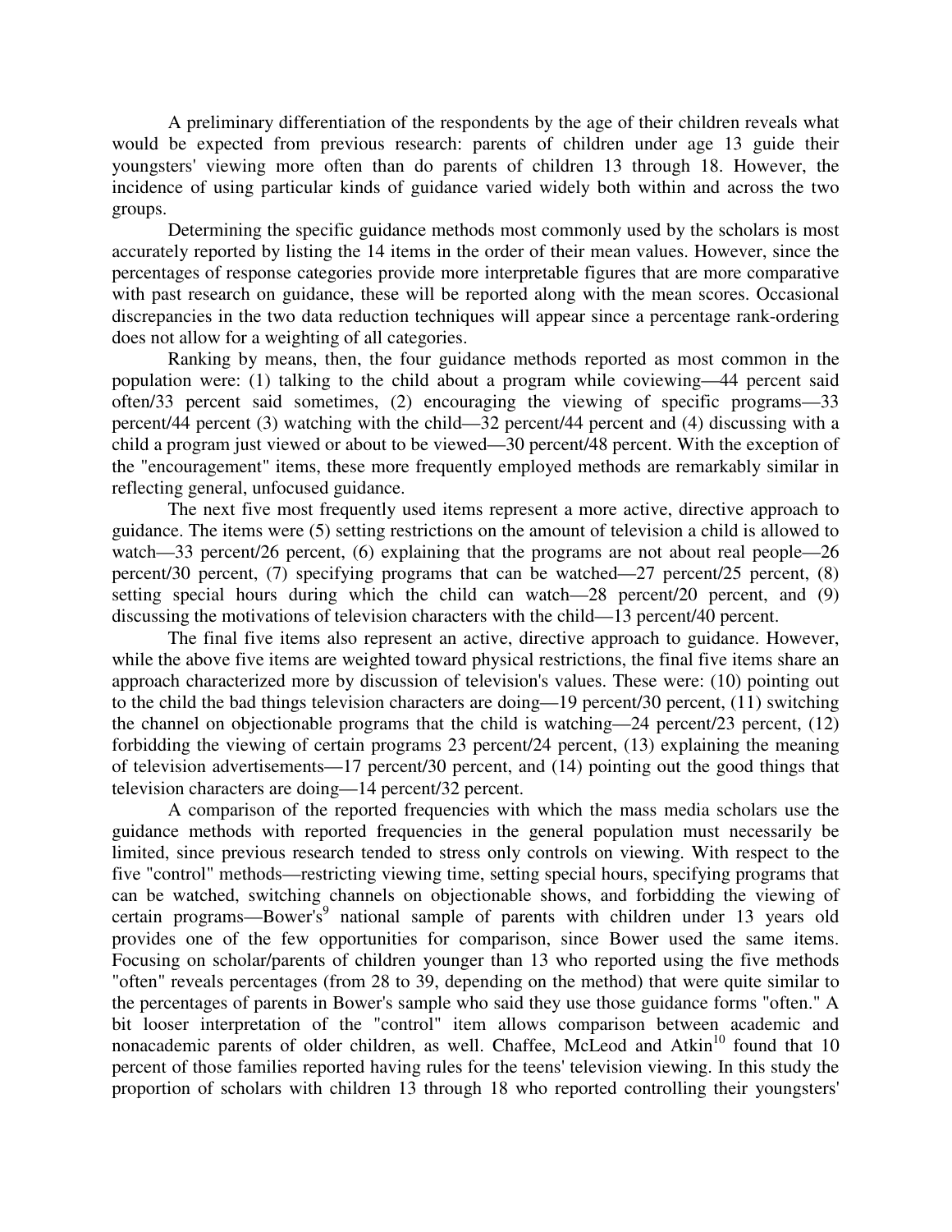A preliminary differentiation of the respondents by the age of their children reveals what would be expected from previous research: parents of children under age 13 guide their youngsters' viewing more often than do parents of children 13 through 18. However, the incidence of using particular kinds of guidance varied widely both within and across the two groups.

Determining the specific guidance methods most commonly used by the scholars is most accurately reported by listing the 14 items in the order of their mean values. However, since the percentages of response categories provide more interpretable figures that are more comparative with past research on guidance, these will be reported along with the mean scores. Occasional discrepancies in the two data reduction techniques will appear since a percentage rank-ordering does not allow for a weighting of all categories.

Ranking by means, then, the four guidance methods reported as most common in the population were: (1) talking to the child about a program while coviewing—44 percent said often/33 percent said sometimes, (2) encouraging the viewing of specific programs—33 percent/44 percent (3) watching with the child—32 percent/44 percent and (4) discussing with a child a program just viewed or about to be viewed—30 percent/48 percent. With the exception of the "encouragement" items, these more frequently employed methods are remarkably similar in reflecting general, unfocused guidance.

The next five most frequently used items represent a more active, directive approach to guidance. The items were (5) setting restrictions on the amount of television a child is allowed to watch—33 percent/26 percent, (6) explaining that the programs are not about real people—26 percent/30 percent, (7) specifying programs that can be watched—27 percent/25 percent, (8) setting special hours during which the child can watch—28 percent/20 percent, and (9) discussing the motivations of television characters with the child—13 percent/40 percent.

The final five items also represent an active, directive approach to guidance. However, while the above five items are weighted toward physical restrictions, the final five items share an approach characterized more by discussion of television's values. These were: (10) pointing out to the child the bad things television characters are doing—19 percent/30 percent, (11) switching the channel on objectionable programs that the child is watching—24 percent/23 percent, (12) forbidding the viewing of certain programs 23 percent/24 percent, (13) explaining the meaning of television advertisements—17 percent/30 percent, and (14) pointing out the good things that television characters are doing—14 percent/32 percent.

A comparison of the reported frequencies with which the mass media scholars use the guidance methods with reported frequencies in the general population must necessarily be limited, since previous research tended to stress only controls on viewing. With respect to the five "control" methods—restricting viewing time, setting special hours, specifying programs that can be watched, switching channels on objectionable shows, and forbidding the viewing of certain programs—Bower's[9] national sample of parents with children under 13 years old provides one of the few opportunities for comparison, since Bower used the same items. Focusing on scholar/parents of children younger than 13 who reported using the five methods "often" reveals percentages (from 28 to 39, depending on the method) that were quite similar to the percentages of parents in Bower's sample who said they use those guidance forms "often." A bit looser interpretation of the "control" item allows comparison between academic and nonacademic parents of older children, as well. Chaffee, McLeod and Atkin[10] found that 10 percent of those families reported having rules for the teens' television viewing. In this study the proportion of scholars with children 13 through 18 who reported controlling their youngsters'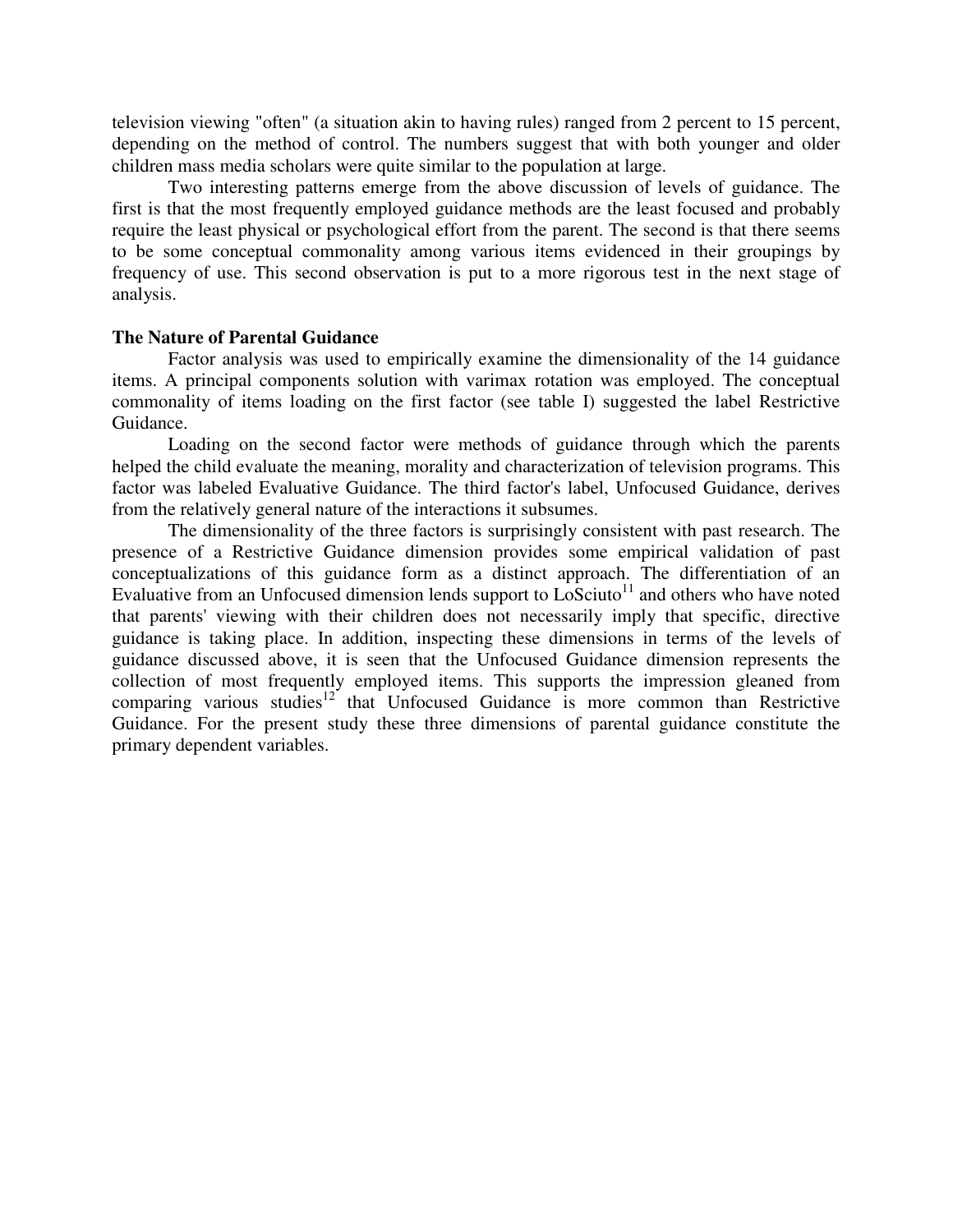television viewing "often" (a situation akin to having rules) ranged from 2 percent to 15 percent, depending on the method of control. The numbers suggest that with both younger and older children mass media scholars were quite similar to the population at large.

Two interesting patterns emerge from the above discussion of levels of guidance. The first is that the most frequently employed guidance methods are the least focused and probably require the least physical or psychological effort from the parent. The second is that there seems to be some conceptual commonality among various items evidenced in their groupings by frequency of use. This second observation is put to a more rigorous test in the next stage of analysis.

**The Nature of Parental Guidance**

Factor analysis was used to empirically examine the dimensionality of the 14 guidance items. A principal components solution with varimax rotation was employed. The conceptual commonality of items loading on the first factor (see table I) suggested the label Restrictive Guidance.

Loading on the second factor were methods of guidance through which the parents helped the child evaluate the meaning, morality and characterization of television programs. This factor was labeled Evaluative Guidance. The third factor's label, Unfocused Guidance, derives from the relatively general nature of the interactions it subsumes.

The dimensionality of the three factors is surprisingly consistent with past research. The presence of a Restrictive Guidance dimension provides some empirical validation of past conceptualizations of this guidance form as a distinct approach. The differentiation of an Evaluative from an Unfocused dimension lends support to LoSciuto[11] and others who have noted that parents' viewing with their children does not necessarily imply that specific, directive guidance is taking place. In addition, inspecting these dimensions in terms of the levels of guidance discussed above, it is seen that the Unfocused Guidance dimension represents the collection of most frequently employed items. This supports the impression gleaned from comparing various studies[12] that Unfocused Guidance is more common than Restrictive Guidance. For the present study these three dimensions of parental guidance constitute the primary dependent variables.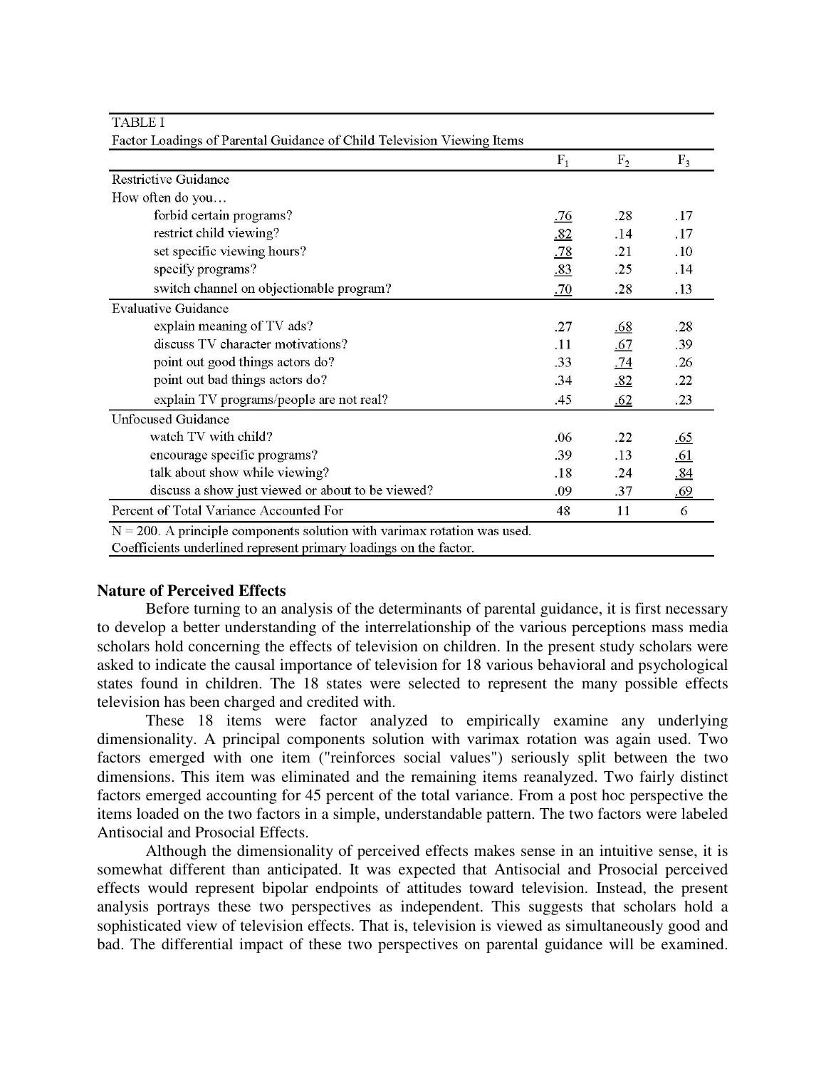TABLE I
Factor Loadings of Parental Guidance of Child Television Viewing Items

| | $F_1$ | $F_2$ | $F_3$ |
|---|---|---|---|
| **Restrictive Guidance** | | | |
| How often do you… | | | |
| forbid certain programs? | <u>.76</u> | .28 | .17 |
| restrict child viewing? | <u>.82</u> | .14 | .17 |
| set specific viewing hours? | <u>.78</u> | .21 | .10 |
| specify programs? | <u>.83</u> | .25 | .14 |
| switch channel on objectionable program? | <u>.70</u> | .28 | .13 |
| **Evaluative Guidance** | | | |
| explain meaning of TV ads? | .27 | <u>.68</u> | .28 |
| discuss TV character motivations? | .11 | <u>.67</u> | .39 |
| point out good things actors do? | .33 | <u>.74</u> | .26 |
| point out bad things actors do? | .34 | <u>.82</u> | .22 |
| explain TV programs/people are not real? | .45 | <u>.62</u> | .23 |
| **Unfocused Guidance** | | | |
| watch TV with child? | .06 | .22 | <u>.65</u> |
| encourage specific programs? | .39 | .13 | <u>.61</u> |
| talk about show while viewing? | .18 | .24 | <u>.84</u> |
| discuss a show just viewed or about to be viewed? | .09 | .37 | <u>.69</u> |
| Percent of Total Variance Accounted For | 48 | 11 | 6 |

N = 200. A principle components solution with varimax rotation was used.
Coefficients underlined represent primary loadings on the factor.

### Nature of Perceived Effects

Before turning to an analysis of the determinants of parental guidance, it is first necessary to develop a better understanding of the interrelationship of the various perceptions mass media scholars hold concerning the effects of television on children. In the present study scholars were asked to indicate the causal importance of television for 18 various behavioral and psychological states found in children. The 18 states were selected to represent the many possible effects television has been charged and credited with.

These 18 items were factor analyzed to empirically examine any underlying dimensionality. A principal components solution with varimax rotation was again used. Two factors emerged with one item ("reinforces social values") seriously split between the two dimensions. This item was eliminated and the remaining items reanalyzed. Two fairly distinct factors emerged accounting for 45 percent of the total variance. From a post hoc perspective the items loaded on the two factors in a simple, understandable pattern. The two factors were labeled Antisocial and Prosocial Effects.

Although the dimensionality of perceived effects makes sense in an intuitive sense, it is somewhat different than anticipated. It was expected that Antisocial and Prosocial perceived effects would represent bipolar endpoints of attitudes toward television. Instead, the present analysis portrays these two perspectives as independent. This suggests that scholars hold a sophisticated view of television effects. That is, television is viewed as simultaneously good and bad. The differential impact of these two perspectives on parental guidance will be examined.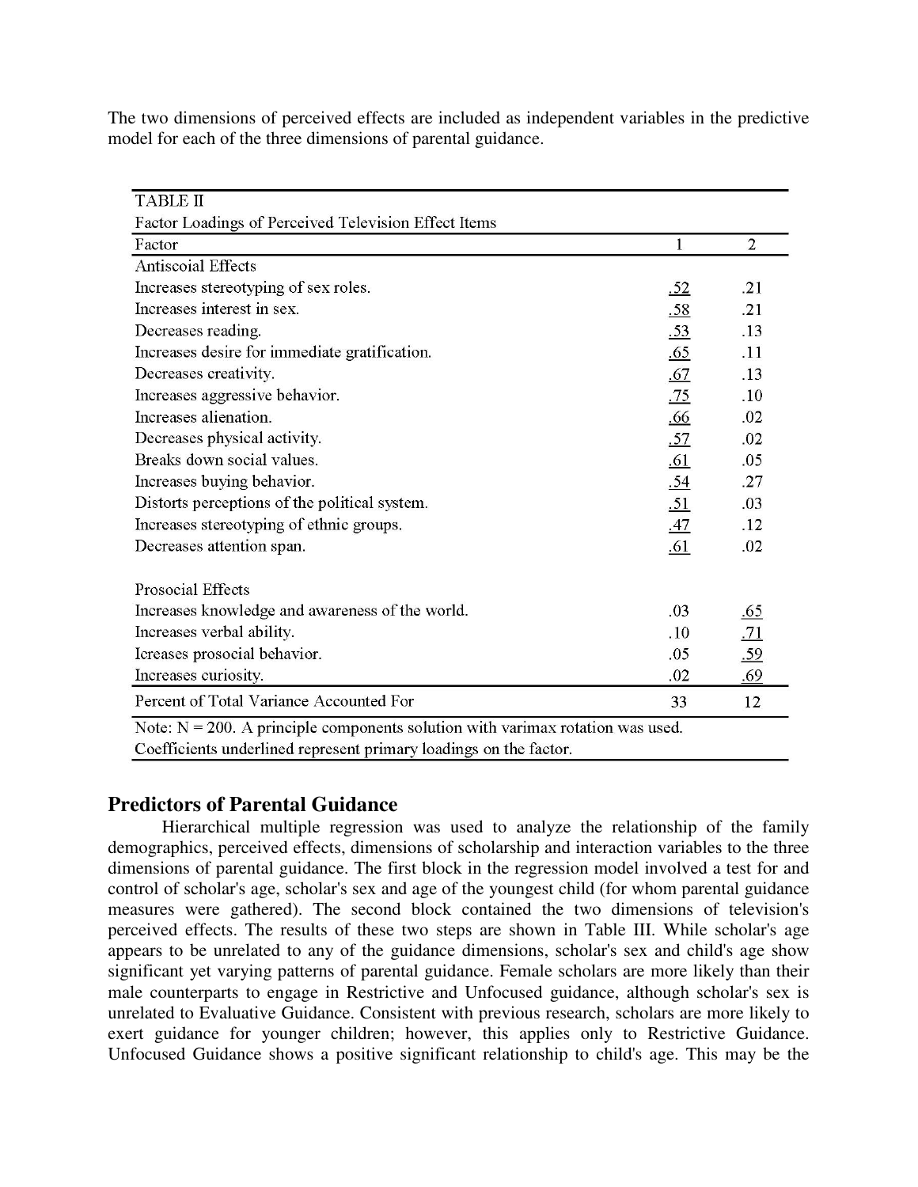The two dimensions of perceived effects are included as independent variables in the predictive model for each of the three dimensions of parental guidance.

TABLE II
Factor Loadings of Perceived Television Effect Items

| Factor | 1 | 2 |
|---|---|---|
| Antiscoial Effects | | |
| Increases stereotyping of sex roles. | .52 | .21 |
| Increases interest in sex. | .58 | .21 |
| Decreases reading. | .53 | .13 |
| Increases desire for immediate gratification. | .65 | .11 |
| Decreases creativity. | .67 | .13 |
| Increases aggressive behavior. | .75 | .10 |
| Increases alienation. | .66 | .02 |
| Decreases physical activity. | .57 | .02 |
| Breaks down social values. | .61 | .05 |
| Increases buying behavior. | .54 | .27 |
| Distorts perceptions of the political system. | .51 | .03 |
| Increases stereotyping of ethnic groups. | .47 | .12 |
| Decreases attention span. | .61 | .02 |
| Prosocial Effects | | |
| Increases knowledge and awareness of the world. | .03 | .65 |
| Increases verbal ability. | .10 | .71 |
| Icreases prosocial behavior. | .05 | .59 |
| Increases curiosity. | .02 | .69 |
| Percent of Total Variance Accounted For | 33 | 12 |

Note: N = 200. A principle components solution with varimax rotation was used. Coefficients underlined represent primary loadings on the factor.

## Predictors of Parental Guidance

Hierarchical multiple regression was used to analyze the relationship of the family demographics, perceived effects, dimensions of scholarship and interaction variables to the three dimensions of parental guidance. The first block in the regression model involved a test for and control of scholar's age, scholar's sex and age of the youngest child (for whom parental guidance measures were gathered). The second block contained the two dimensions of television's perceived effects. The results of these two steps are shown in Table III. While scholar's age appears to be unrelated to any of the guidance dimensions, scholar's sex and child's age show significant yet varying patterns of parental guidance. Female scholars are more likely than their male counterparts to engage in Restrictive and Unfocused guidance, although scholar's sex is unrelated to Evaluative Guidance. Consistent with previous research, scholars are more likely to exert guidance for younger children; however, this applies only to Restrictive Guidance. Unfocused Guidance shows a positive significant relationship to child's age. This may be the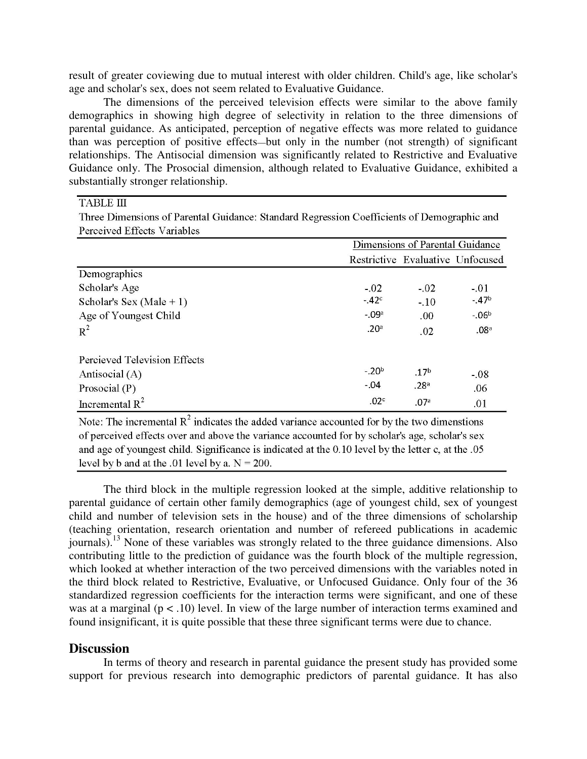result of greater coviewing due to mutual interest with older children. Child's age, like scholar's age and scholar's sex, does not seem related to Evaluative Guidance.

The dimensions of the perceived television effects were similar to the above family demographics in showing high degree of selectivity in relation to the three dimensions of parental guidance. As anticipated, perception of negative effects was more related to guidance than was perception of positive effects—but only in the number (not strength) of significant relationships. The Antisocial dimension was significantly related to Restrictive and Evaluative Guidance only. The Prosocial dimension, although related to Evaluative Guidance, exhibited a substantially stronger relationship.

TABLE III

Three Dimensions of Parental Guidance: Standard Regression Coefficients of Demographic and Perceived Effects Variables

| | Dimensions of Parental Guidance | | |
|---|---|---|---|
| | Restrictive | Evaluative | Unfocused |
| Demographics | | | |
| Scholar's Age | -.02 | -.02 | -.01 |
| Scholar's Sex (Male + 1) | -.42[c] | -.10 | -.47[b] |
| Age of Youngest Child | -.09[a] | .00 | -.06[b] |
| $R^2$ | .20[a] | .02 | .08[a] |
| | | | |
| Percieved Television Effects | | | |
| Antisocial (A) | -.20[b] | .17[b] | -.08 |
| Prosocial (P) | -.04 | .28[a] | .06 |
| Incremental $R^2$ | .02[c] | .07[a] | .01 |

Note: The incremental $R^2$ indicates the added variance accounted for by the two dimenstions of perceived effects over and above the variance accounted for by scholar's age, scholar's sex and age of youngest child. Significance is indicated at the 0.10 level by the letter c, at the .05 level by b and at the .01 level by a. N = 200.

The third block in the multiple regression looked at the simple, additive relationship to parental guidance of certain other family demographics (age of youngest child, sex of youngest child and number of television sets in the house) and of the three dimensions of scholarship (teaching orientation, research orientation and number of refereed publications in academic journals).[13] None of these variables was strongly related to the three guidance dimensions. Also contributing little to the prediction of guidance was the fourth block of the multiple regression, which looked at whether interaction of the two perceived dimensions with the variables noted in the third block related to Restrictive, Evaluative, or Unfocused Guidance. Only four of the 36 standardized regression coefficients for the interaction terms were significant, and one of these was at a marginal ($p < .10$) level. In view of the large number of interaction terms examined and found insignificant, it is quite possible that these three significant terms were due to chance.

## Discussion

In terms of theory and research in parental guidance the present study has provided some support for previous research into demographic predictors of parental guidance. It has also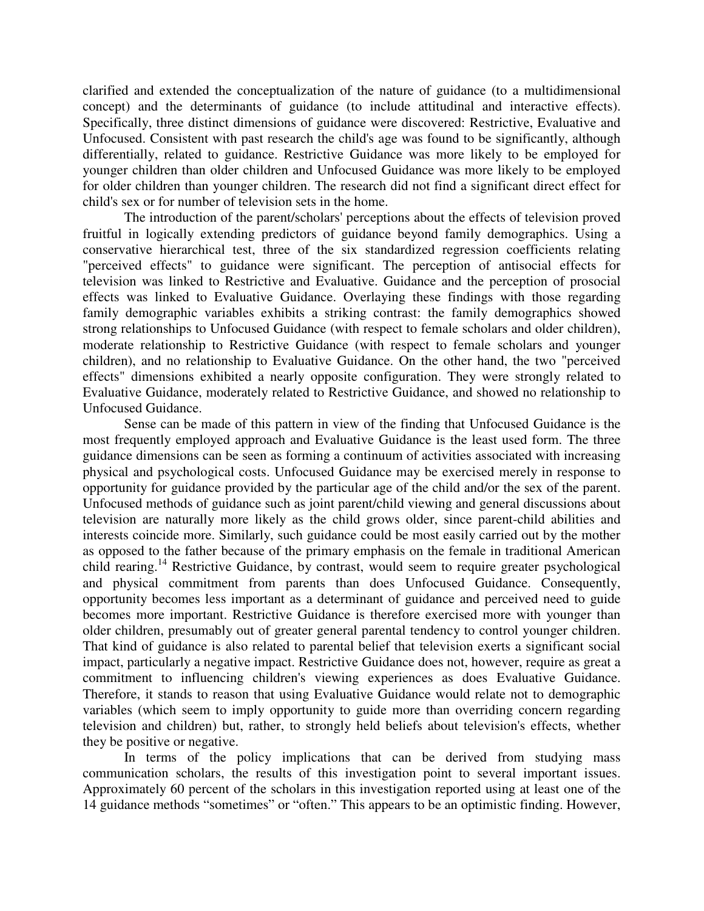clarified and extended the conceptualization of the nature of guidance (to a multidimensional concept) and the determinants of guidance (to include attitudinal and interactive effects). Specifically, three distinct dimensions of guidance were discovered: Restrictive, Evaluative and Unfocused. Consistent with past research the child's age was found to be significantly, although differentially, related to guidance. Restrictive Guidance was more likely to be employed for younger children than older children and Unfocused Guidance was more likely to be employed for older children than younger children. The research did not find a significant direct effect for child's sex or for number of television sets in the home.

The introduction of the parent/scholars' perceptions about the effects of television proved fruitful in logically extending predictors of guidance beyond family demographics. Using a conservative hierarchical test, three of the six standardized regression coefficients relating "perceived effects" to guidance were significant. The perception of antisocial effects for television was linked to Restrictive and Evaluative. Guidance and the perception of prosocial effects was linked to Evaluative Guidance. Overlaying these findings with those regarding family demographic variables exhibits a striking contrast: the family demographics showed strong relationships to Unfocused Guidance (with respect to female scholars and older children), moderate relationship to Restrictive Guidance (with respect to female scholars and younger children), and no relationship to Evaluative Guidance. On the other hand, the two "perceived effects" dimensions exhibited a nearly opposite configuration. They were strongly related to Evaluative Guidance, moderately related to Restrictive Guidance, and showed no relationship to Unfocused Guidance.

Sense can be made of this pattern in view of the finding that Unfocused Guidance is the most frequently employed approach and Evaluative Guidance is the least used form. The three guidance dimensions can be seen as forming a continuum of activities associated with increasing physical and psychological costs. Unfocused Guidance may be exercised merely in response to opportunity for guidance provided by the particular age of the child and/or the sex of the parent. Unfocused methods of guidance such as joint parent/child viewing and general discussions about television are naturally more likely as the child grows older, since parent-child abilities and interests coincide more. Similarly, such guidance could be most easily carried out by the mother as opposed to the father because of the primary emphasis on the female in traditional American child rearing.[14] Restrictive Guidance, by contrast, would seem to require greater psychological and physical commitment from parents than does Unfocused Guidance. Consequently, opportunity becomes less important as a determinant of guidance and perceived need to guide becomes more important. Restrictive Guidance is therefore exercised more with younger than older children, presumably out of greater general parental tendency to control younger children. That kind of guidance is also related to parental belief that television exerts a significant social impact, particularly a negative impact. Restrictive Guidance does not, however, require as great a commitment to influencing children's viewing experiences as does Evaluative Guidance. Therefore, it stands to reason that using Evaluative Guidance would relate not to demographic variables (which seem to imply opportunity to guide more than overriding concern regarding television and children) but, rather, to strongly held beliefs about television's effects, whether they be positive or negative.

In terms of the policy implications that can be derived from studying mass communication scholars, the results of this investigation point to several important issues. Approximately 60 percent of the scholars in this investigation reported using at least one of the 14 guidance methods "sometimes" or "often." This appears to be an optimistic finding. However,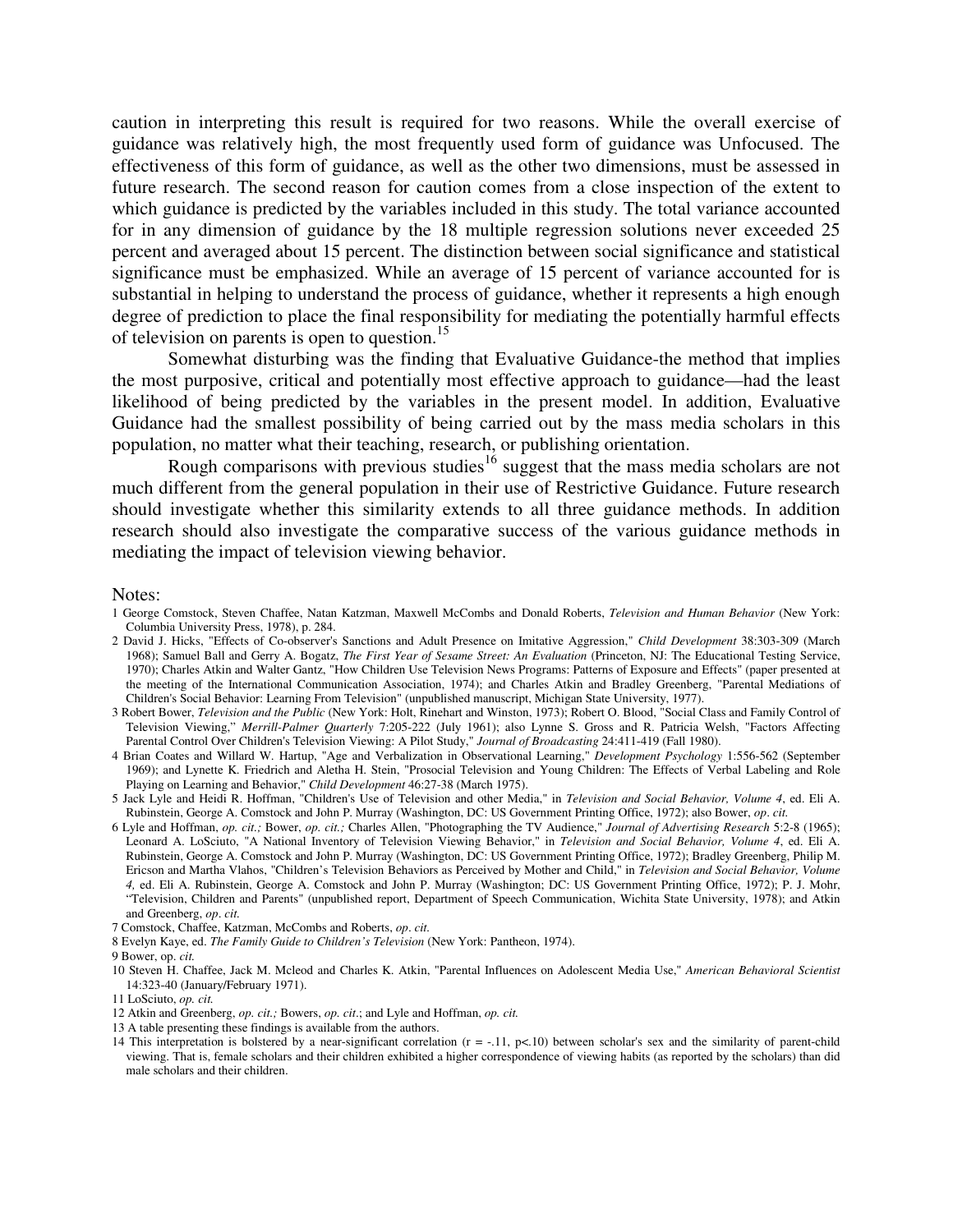caution in interpreting this result is required for two reasons. While the overall exercise of guidance was relatively high, the most frequently used form of guidance was Unfocused. The effectiveness of this form of guidance, as well as the other two dimensions, must be assessed in future research. The second reason for caution comes from a close inspection of the extent to which guidance is predicted by the variables included in this study. The total variance accounted for in any dimension of guidance by the 18 multiple regression solutions never exceeded 25 percent and averaged about 15 percent. The distinction between social significance and statistical significance must be emphasized. While an average of 15 percent of variance accounted for is substantial in helping to understand the process of guidance, whether it represents a high enough degree of prediction to place the final responsibility for mediating the potentially harmful effects of television on parents is open to question.[15]

Somewhat disturbing was the finding that Evaluative Guidance-the method that implies the most purposive, critical and potentially most effective approach to guidance—had the least likelihood of being predicted by the variables in the present model. In addition, Evaluative Guidance had the smallest possibility of being carried out by the mass media scholars in this population, no matter what their teaching, research, or publishing orientation.

Rough comparisons with previous studies[16] suggest that the mass media scholars are not much different from the general population in their use of Restrictive Guidance. Future research should investigate whether this similarity extends to all three guidance methods. In addition research should also investigate the comparative success of the various guidance methods in mediating the impact of television viewing behavior.

Notes:

1 George Comstock, Steven Chaffee, Natan Katzman, Maxwell McCombs and Donald Roberts, *Television and Human Behavior* (New York: Columbia University Press, 1978), p. 284.

2 David J. Hicks, "Effects of Co-observer's Sanctions and Adult Presence on Imitative Aggression," *Child Development* 38:303-309 (March 1968); Samuel Ball and Gerry A. Bogatz, *The First Year of Sesame Street: An Evaluation* (Princeton, NJ: The Educational Testing Service, 1970); Charles Atkin and Walter Gantz, "How Children Use Television News Programs: Patterns of Exposure and Effects" (paper presented at the meeting of the International Communication Association, 1974); and Charles Atkin and Bradley Greenberg, "Parental Mediations of Children's Social Behavior: Learning From Television" (unpublished manuscript, Michigan State University, 1977).

3 Robert Bower, *Television and the Public* (New York: Holt, Rinehart and Winston, 1973); Robert O. Blood, "Social Class and Family Control of Television Viewing," *Merrill-Palmer Quarterly* 7:205-222 (July 1961); also Lynne S. Gross and R. Patricia Welsh, "Factors Affecting Parental Control Over Children's Television Viewing: A Pilot Study," *Journal of Broadcasting* 24:411-419 (Fall 1980).

4 Brian Coates and Willard W. Hartup, "Age and Verbalization in Observational Learning," *Development Psychology* 1:556-562 (September 1969); and Lynette K. Friedrich and Aletha H. Stein, "Prosocial Television and Young Children: The Effects of Verbal Labeling and Role Playing on Learning and Behavior," *Child Development* 46:27-38 (March 1975).

5 Jack Lyle and Heidi R. Hoffman, "Children's Use of Television and other Media," in *Television and Social Behavior, Volume 4*, ed. Eli A. Rubinstein, George A. Comstock and John P. Murray (Washington, DC: US Government Printing Office, 1972); also Bower, *op. cit.*

6 Lyle and Hoffman, *op. cit.;* Bower, *op. cit.;* Charles Allen, "Photographing the TV Audience," *Journal of Advertising Research* 5:2-8 (1965); Leonard A. LoSciuto, "A National Inventory of Television Viewing Behavior," in *Television and Social Behavior, Volume 4*, ed. Eli A. Rubinstein, George A. Comstock and John P. Murray (Washington, DC: US Government Printing Office, 1972); Bradley Greenberg, Philip M. Ericson and Martha Vlahos, "Children's Television Behaviors as Perceived by Mother and Child," in *Television and Social Behavior, Volume 4,* ed. Eli A. Rubinstein, George A. Comstock and John P. Murray (Washington; DC: US Government Printing Office, 1972); P. J. Mohr, "Television, Children and Parents" (unpublished report, Department of Speech Communication, Wichita State University, 1978); and Atkin and Greenberg, *op. cit.*

7 Comstock, Chaffee, Katzman, McCombs and Roberts, *op. cit.*

8 Evelyn Kaye, ed. *The Family Guide to Children's Television* (New York: Pantheon, 1974).

9 Bower, op. *cit.*

10 Steven H. Chaffee, Jack M. Mcleod and Charles K. Atkin, "Parental Influences on Adolescent Media Use," *American Behavioral Scientist* 14:323-40 (January/February 1971).

11 LoSciuto, *op. cit.*

12 Atkin and Greenberg, *op. cit.;* Bowers, *op. cit*.; and Lyle and Hoffman, *op. cit.*

13 A table presenting these findings is available from the authors.

14 This interpretation is bolstered by a near-significant correlation ($r = -.11$, $p<.10$) between scholar's sex and the similarity of parent-child viewing. That is, female scholars and their children exhibited a higher correspondence of viewing habits (as reported by the scholars) than did male scholars and their children.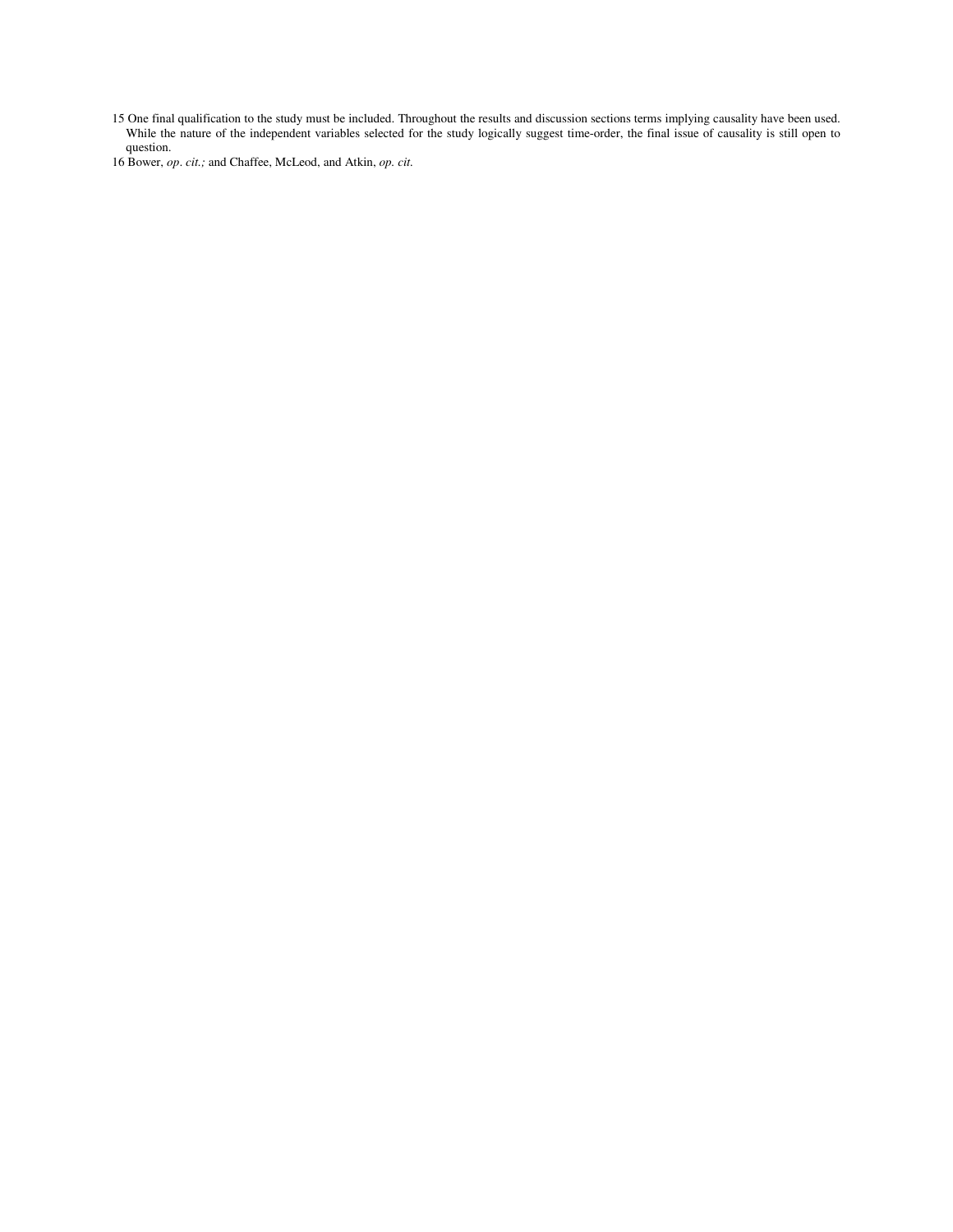15 One final qualification to the study must be included. Throughout the results and discussion sections terms implying causality have been used. While the nature of the independent variables selected for the study logically suggest time-order, the final issue of causality is still open to question.

16 Bower, *op. cit.;* and Chaffee, McLeod, and Atkin, *op. cit.*